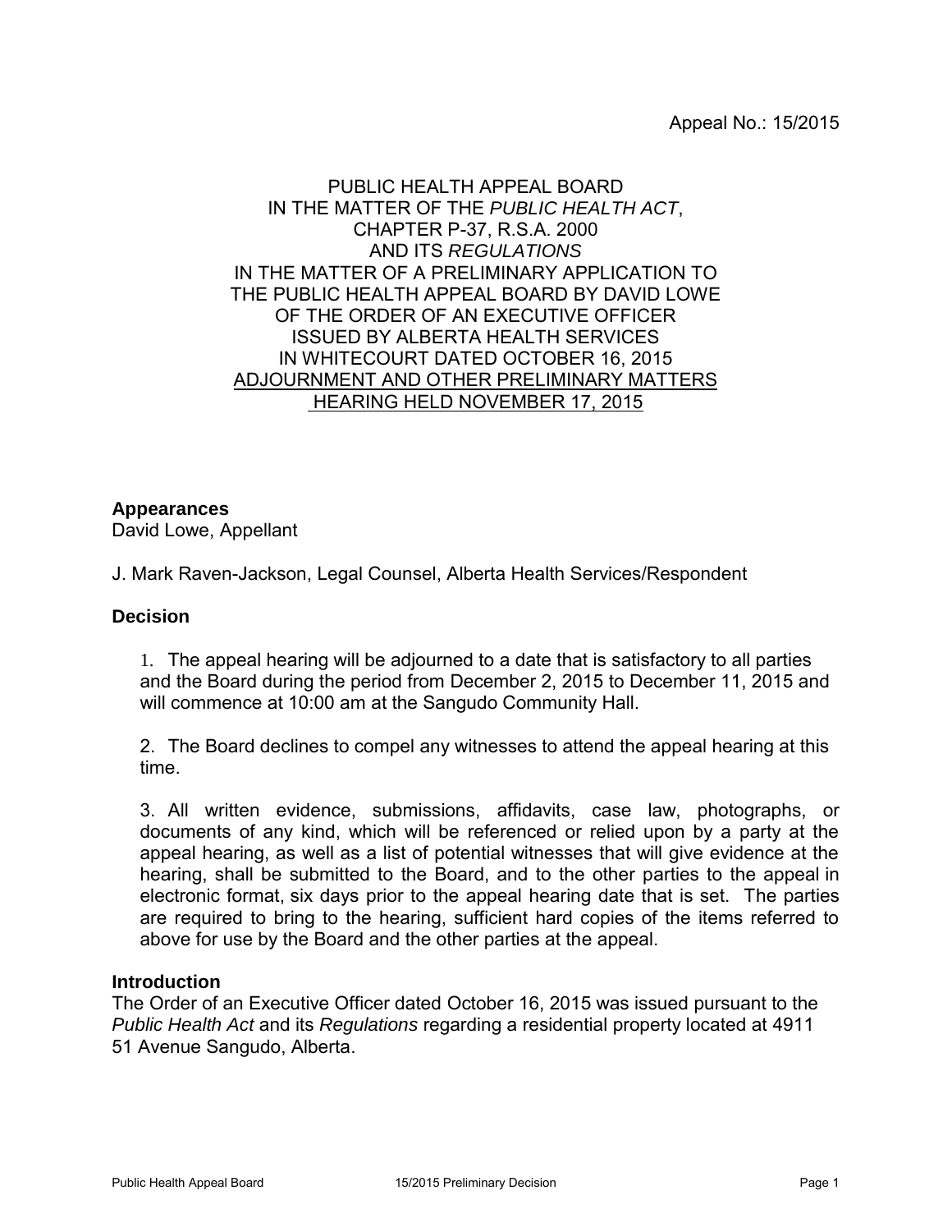Appeal No.: 15/2015

PUBLIC HEALTH APPEAL BOARD
IN THE MATTER OF THE *PUBLIC HEALTH ACT*,
CHAPTER P-37, R.S.A. 2000
AND ITS *REGULATIONS*
IN THE MATTER OF A PRELIMINARY APPLICATION TO
THE PUBLIC HEALTH APPEAL BOARD BY DAVID LOWE
OF THE ORDER OF AN EXECUTIVE OFFICER
ISSUED BY ALBERTA HEALTH SERVICES
IN WHITECOURT DATED OCTOBER 16, 2015
<u>ADJOURNMENT AND OTHER PRELIMINARY MATTERS</u>
<u>HEARING HELD NOVEMBER 17, 2015</u>

**Appearances**

David Lowe, Appellant

J. Mark Raven-Jackson, Legal Counsel, Alberta Health Services/Respondent

**Decision**

1. The appeal hearing will be adjourned to a date that is satisfactory to all parties and the Board during the period from December 2, 2015 to December 11, 2015 and will commence at 10:00 am at the Sangudo Community Hall.

2. The Board declines to compel any witnesses to attend the appeal hearing at this time.

3. All written evidence, submissions, affidavits, case law, photographs, or documents of any kind, which will be referenced or relied upon by a party at the appeal hearing, as well as a list of potential witnesses that will give evidence at the hearing, shall be submitted to the Board, and to the other parties to the appeal in electronic format, six days prior to the appeal hearing date that is set. The parties are required to bring to the hearing, sufficient hard copies of the items referred to above for use by the Board and the other parties at the appeal.

**Introduction**

The Order of an Executive Officer dated October 16, 2015 was issued pursuant to the *Public Health Act* and its *Regulations* regarding a residential property located at 4911 51 Avenue Sangudo, Alberta.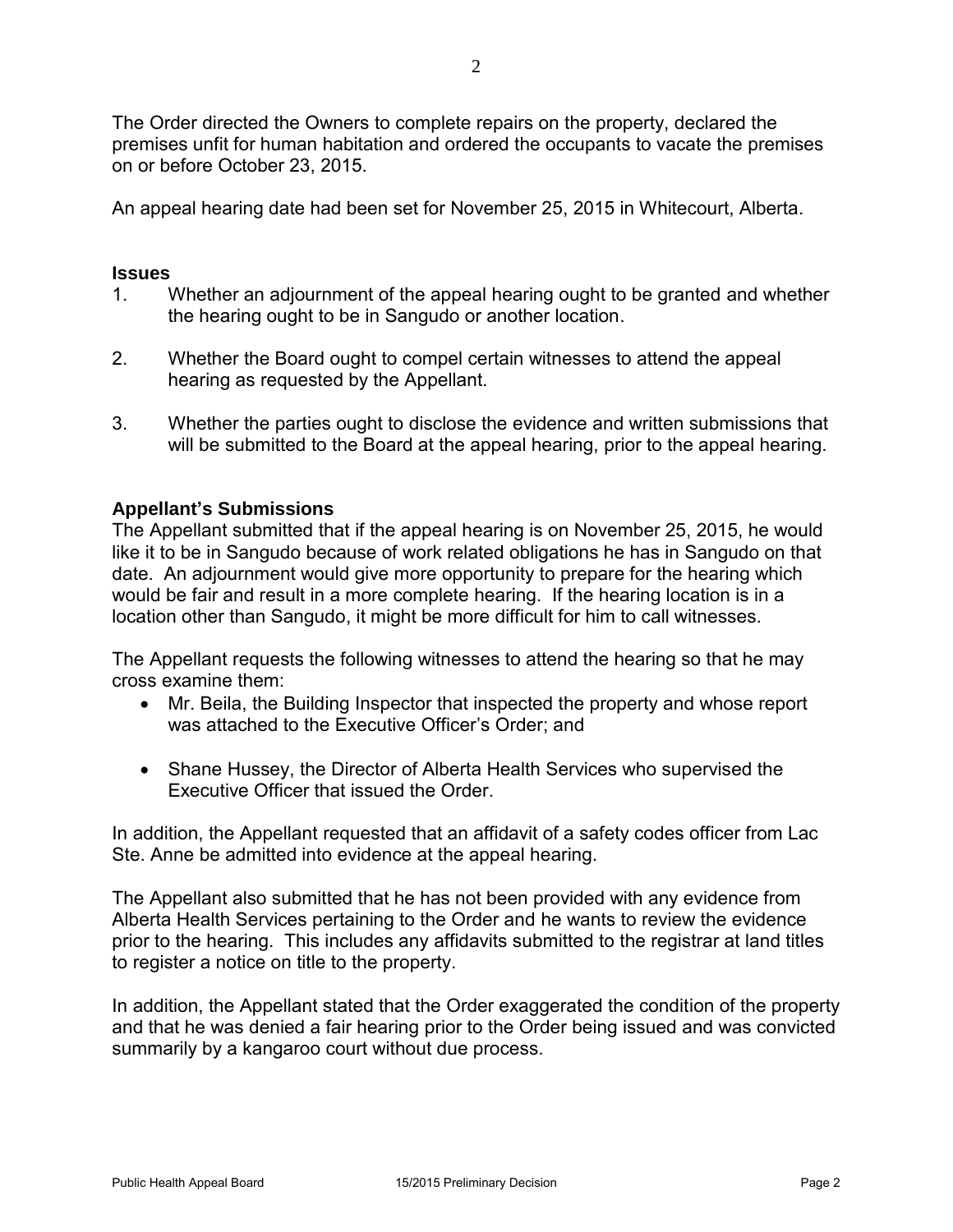The Order directed the Owners to complete repairs on the property, declared the premises unfit for human habitation and ordered the occupants to vacate the premises on or before October 23, 2015.

An appeal hearing date had been set for November 25, 2015 in Whitecourt, Alberta.

### Issues

1. Whether an adjournment of the appeal hearing ought to be granted and whether the hearing ought to be in Sangudo or another location.

2. Whether the Board ought to compel certain witnesses to attend the appeal hearing as requested by the Appellant.

3. Whether the parties ought to disclose the evidence and written submissions that will be submitted to the Board at the appeal hearing, prior to the appeal hearing.

### Appellant's Submissions

The Appellant submitted that if the appeal hearing is on November 25, 2015, he would like it to be in Sangudo because of work related obligations he has in Sangudo on that date. An adjournment would give more opportunity to prepare for the hearing which would be fair and result in a more complete hearing. If the hearing location is in a location other than Sangudo, it might be more difficult for him to call witnesses.

The Appellant requests the following witnesses to attend the hearing so that he may cross examine them:

- Mr. Beila, the Building Inspector that inspected the property and whose report was attached to the Executive Officer's Order; and

- Shane Hussey, the Director of Alberta Health Services who supervised the Executive Officer that issued the Order.

In addition, the Appellant requested that an affidavit of a safety codes officer from Lac Ste. Anne be admitted into evidence at the appeal hearing.

The Appellant also submitted that he has not been provided with any evidence from Alberta Health Services pertaining to the Order and he wants to review the evidence prior to the hearing. This includes any affidavits submitted to the registrar at land titles to register a notice on title to the property.

In addition, the Appellant stated that the Order exaggerated the condition of the property and that he was denied a fair hearing prior to the Order being issued and was convicted summarily by a kangaroo court without due process.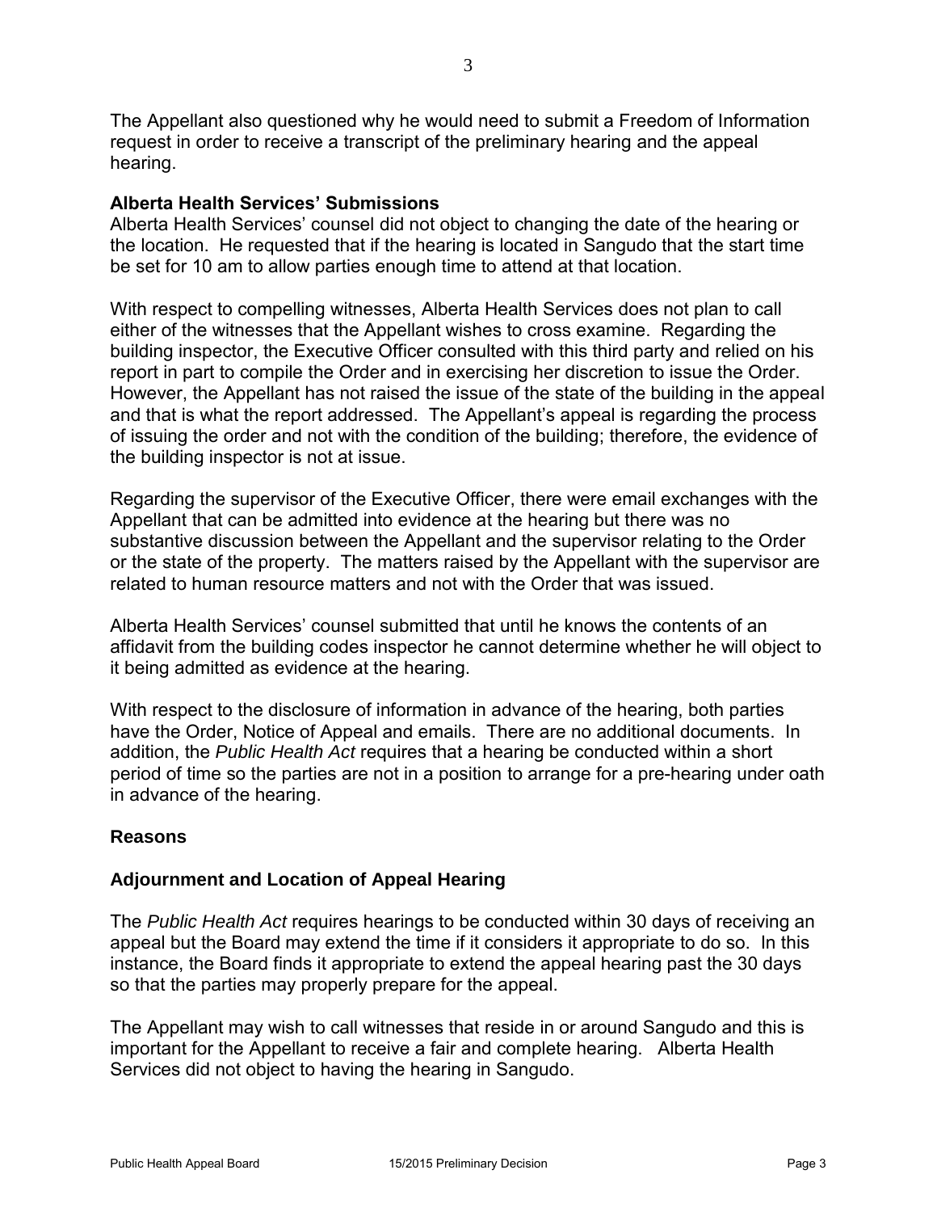The Appellant also questioned why he would need to submit a Freedom of Information request in order to receive a transcript of the preliminary hearing and the appeal hearing.

**Alberta Health Services' Submissions**

Alberta Health Services' counsel did not object to changing the date of the hearing or the location. He requested that if the hearing is located in Sangudo that the start time be set for 10 am to allow parties enough time to attend at that location.

With respect to compelling witnesses, Alberta Health Services does not plan to call either of the witnesses that the Appellant wishes to cross examine. Regarding the building inspector, the Executive Officer consulted with this third party and relied on his report in part to compile the Order and in exercising her discretion to issue the Order. However, the Appellant has not raised the issue of the state of the building in the appeal and that is what the report addressed. The Appellant's appeal is regarding the process of issuing the order and not with the condition of the building; therefore, the evidence of the building inspector is not at issue.

Regarding the supervisor of the Executive Officer, there were email exchanges with the Appellant that can be admitted into evidence at the hearing but there was no substantive discussion between the Appellant and the supervisor relating to the Order or the state of the property. The matters raised by the Appellant with the supervisor are related to human resource matters and not with the Order that was issued.

Alberta Health Services' counsel submitted that until he knows the contents of an affidavit from the building codes inspector he cannot determine whether he will object to it being admitted as evidence at the hearing.

With respect to the disclosure of information in advance of the hearing, both parties have the Order, Notice of Appeal and emails. There are no additional documents. In addition, the *Public Health Act* requires that a hearing be conducted within a short period of time so the parties are not in a position to arrange for a pre-hearing under oath in advance of the hearing.

## Reasons

### Adjournment and Location of Appeal Hearing

The *Public Health Act* requires hearings to be conducted within 30 days of receiving an appeal but the Board may extend the time if it considers it appropriate to do so. In this instance, the Board finds it appropriate to extend the appeal hearing past the 30 days so that the parties may properly prepare for the appeal.

The Appellant may wish to call witnesses that reside in or around Sangudo and this is important for the Appellant to receive a fair and complete hearing. Alberta Health Services did not object to having the hearing in Sangudo.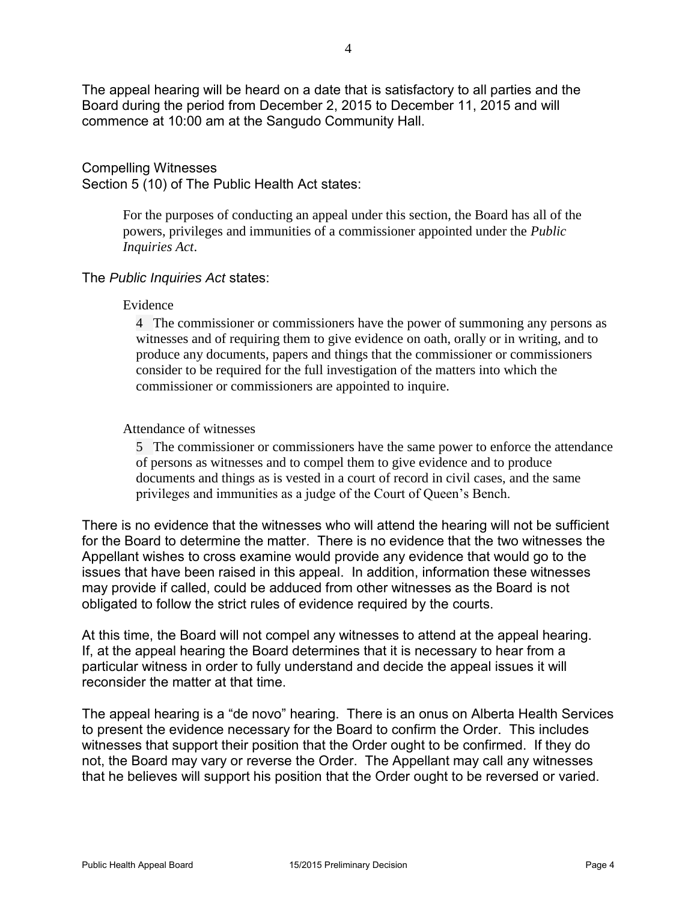The appeal hearing will be heard on a date that is satisfactory to all parties and the Board during the period from December 2, 2015 to December 11, 2015 and will commence at 10:00 am at the Sangudo Community Hall.

Compelling Witnesses
Section 5 (10) of The Public Health Act states:

> For the purposes of conducting an appeal under this section, the Board has all of the powers, privileges and immunities of a commissioner appointed under the *Public Inquiries Act*.

The *Public Inquiries Act* states:

> Evidence
>
> 4 The commissioner or commissioners have the power of summoning any persons as witnesses and of requiring them to give evidence on oath, orally or in writing, and to produce any documents, papers and things that the commissioner or commissioners consider to be required for the full investigation of the matters into which the commissioner or commissioners are appointed to inquire.
>
> Attendance of witnesses
>
> 5 The commissioner or commissioners have the same power to enforce the attendance of persons as witnesses and to compel them to give evidence and to produce documents and things as is vested in a court of record in civil cases, and the same privileges and immunities as a judge of the Court of Queen's Bench.

There is no evidence that the witnesses who will attend the hearing will not be sufficient for the Board to determine the matter. There is no evidence that the two witnesses the Appellant wishes to cross examine would provide any evidence that would go to the issues that have been raised in this appeal. In addition, information these witnesses may provide if called, could be adduced from other witnesses as the Board is not obligated to follow the strict rules of evidence required by the courts.

At this time, the Board will not compel any witnesses to attend at the appeal hearing. If, at the appeal hearing the Board determines that it is necessary to hear from a particular witness in order to fully understand and decide the appeal issues it will reconsider the matter at that time.

The appeal hearing is a "de novo" hearing. There is an onus on Alberta Health Services to present the evidence necessary for the Board to confirm the Order. This includes witnesses that support their position that the Order ought to be confirmed. If they do not, the Board may vary or reverse the Order. The Appellant may call any witnesses that he believes will support his position that the Order ought to be reversed or varied.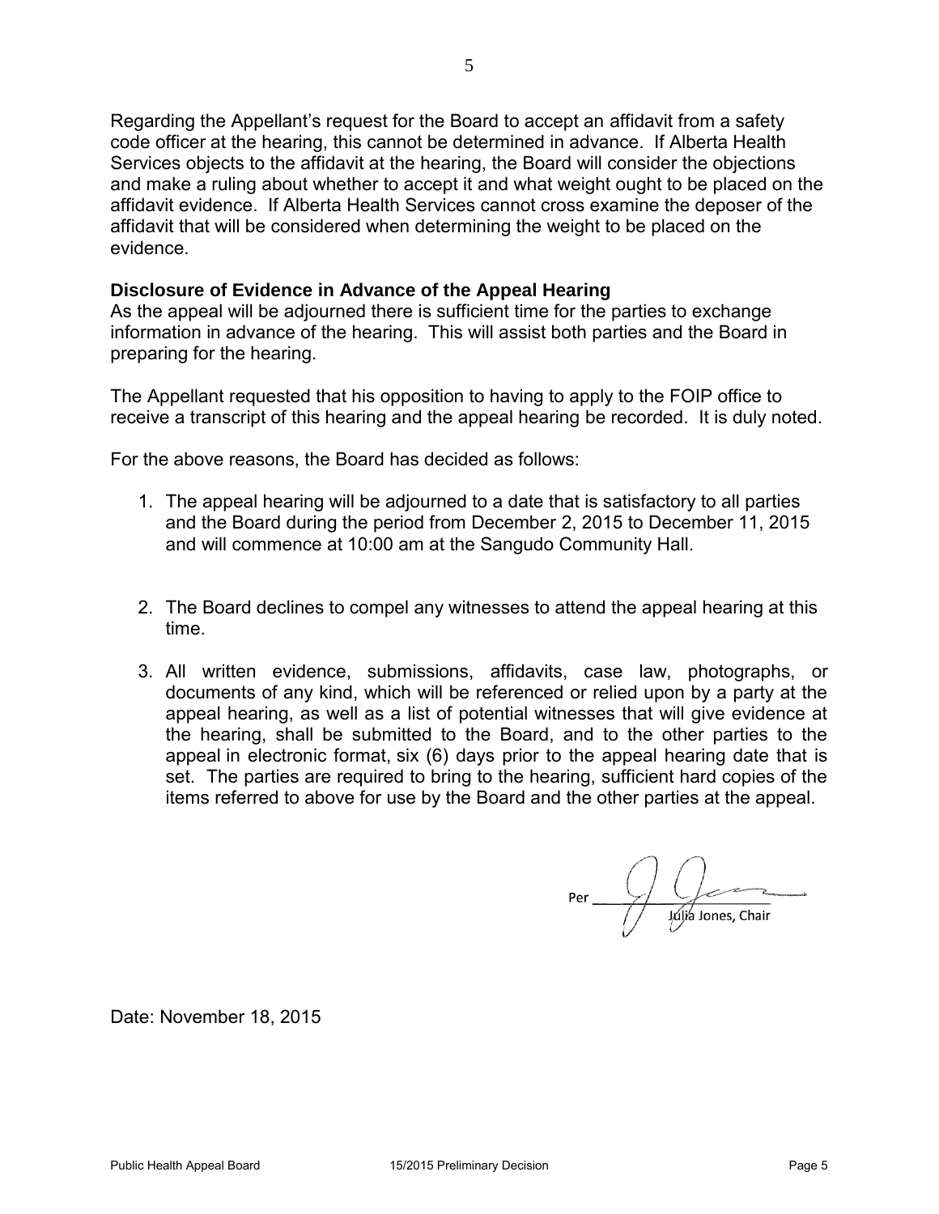Regarding the Appellant's request for the Board to accept an affidavit from a safety code officer at the hearing, this cannot be determined in advance. If Alberta Health Services objects to the affidavit at the hearing, the Board will consider the objections and make a ruling about whether to accept it and what weight ought to be placed on the affidavit evidence. If Alberta Health Services cannot cross examine the deposer of the affidavit that will be considered when determining the weight to be placed on the evidence.

**Disclosure of Evidence in Advance of the Appeal Hearing**

As the appeal will be adjourned there is sufficient time for the parties to exchange information in advance of the hearing. This will assist both parties and the Board in preparing for the hearing.

The Appellant requested that his opposition to having to apply to the FOIP office to receive a transcript of this hearing and the appeal hearing be recorded. It is duly noted.

For the above reasons, the Board has decided as follows:

1. The appeal hearing will be adjourned to a date that is satisfactory to all parties and the Board during the period from December 2, 2015 to December 11, 2015 and will commence at 10:00 am at the Sangudo Community Hall.

2. The Board declines to compel any witnesses to attend the appeal hearing at this time.

3. All written evidence, submissions, affidavits, case law, photographs, or documents of any kind, which will be referenced or relied upon by a party at the appeal hearing, as well as a list of potential witnesses that will give evidence at the hearing, shall be submitted to the Board, and to the other parties to the appeal in electronic format, six (6) days prior to the appeal hearing date that is set. The parties are required to bring to the hearing, sufficient hard copies of the items referred to above for use by the Board and the other parties at the appeal.

Per ______________________
Julia Jones, Chair

Date: November 18, 2015